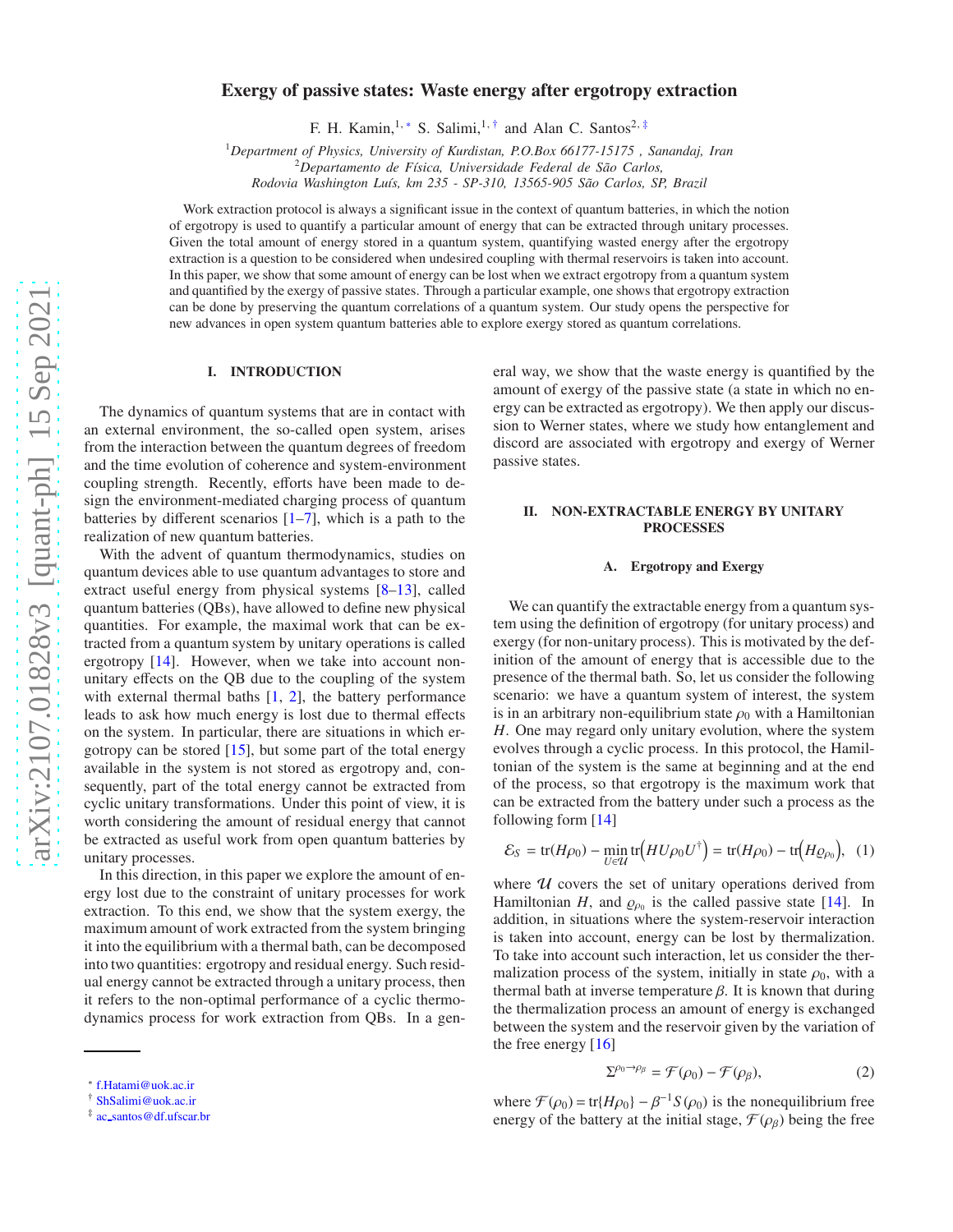# Exergy of passive states: Waste energy after ergotropy extraction

F. H. Kamin,[1,*] S. Salimi,[1,†] and Alan C. Santos[2,‡]

[1]*Department of Physics, University of Kurdistan, P.O.Box 66177-15175 , Sanandaj, Iran*
[2]*Departamento de Física, Universidade Federal de São Carlos, Rodovia Washington Luís, km 235 - SP-310, 13565-905 São Carlos, SP, Brazil*

Work extraction protocol is always a significant issue in the context of quantum batteries, in which the notion of ergotropy is used to quantify a particular amount of energy that can be extracted through unitary processes. Given the total amount of energy stored in a quantum system, quantifying wasted energy after the ergotropy extraction is a question to be considered when undesired coupling with thermal reservoirs is taken into account. In this paper, we show that some amount of energy can be lost when we extract ergotropy from a quantum system and quantified by the exergy of passive states. Through a particular example, one shows that ergotropy extraction can be done by preserving the quantum correlations of a quantum system. Our study opens the perspective for new advances in open system quantum batteries able to explore exergy stored as quantum correlations.

## I. INTRODUCTION

The dynamics of quantum systems that are in contact with an external environment, the so-called open system, arises from the interaction between the quantum degrees of freedom and the time evolution of coherence and system-environment coupling strength. Recently, efforts have been made to design the environment-mediated charging process of quantum batteries by different scenarios [1–7], which is a path to the realization of new quantum batteries.

With the advent of quantum thermodynamics, studies on quantum devices able to use quantum advantages to store and extract useful energy from physical systems [8–13], called quantum batteries (QBs), have allowed to define new physical quantities. For example, the maximal work that can be extracted from a quantum system by unitary operations is called ergotropy [14]. However, when we take into account non-unitary effects on the QB due to the coupling of the system with external thermal baths [1, 2], the battery performance leads to ask how much energy is lost due to thermal effects on the system. In particular, there are situations in which ergotropy can be stored [15], but some part of the total energy available in the system is not stored as ergotropy and, consequently, part of the total energy cannot be extracted from cyclic unitary transformations. Under this point of view, it is worth considering the amount of residual energy that cannot be extracted as useful work from open quantum batteries by unitary processes.

In this direction, in this paper we explore the amount of energy lost due to the constraint of unitary processes for work extraction. To this end, we show that the system exergy, the maximum amount of work extracted from the system bringing it into the equilibrium with a thermal bath, can be decomposed into two quantities: ergotropy and residual energy. Such residual energy cannot be extracted through a unitary process, then it refers to the non-optimal performance of a cyclic thermodynamics process for work extraction from QBs. In a general way, we show that the waste energy is quantified by the amount of exergy of the passive state (a state in which no energy can be extracted as ergotropy). We then apply our discussion to Werner states, where we study how entanglement and discord are associated with ergotropy and exergy of Werner passive states.

## II. NON-EXTRACTABLE ENERGY BY UNITARY PROCESSES

### A. Ergotropy and Exergy

We can quantify the extractable energy from a quantum system using the definition of ergotropy (for unitary process) and exergy (for non-unitary process). This is motivated by the definition of the amount of energy that is accessible due to the presence of the thermal bath. So, let us consider the following scenario: we have a quantum system of interest, the system is in an arbitrary non-equilibrium state $\rho_0$ with a Hamiltonian $H$. One may regard only unitary evolution, where the system evolves through a cyclic process. In this protocol, the Hamiltonian of the system is the same at beginning and at the end of the process, so that ergotropy is the maximum work that can be extracted from the battery under such a process as the following form [14]

$$\mathcal{E}_S = \mathrm{tr}(H\rho_0) - \min_{U\in\mathcal{U}} \mathrm{tr}\Big(HU\rho_0U^{\dagger}\Big) = \mathrm{tr}(H\rho_0) - \mathrm{tr}\Big(H\varrho_{\rho_0}\Big), \quad (1)$$

where $\mathcal{U}$ covers the set of unitary operations derived from Hamiltonian $H$, and $\varrho_{\rho_0}$ is the called passive state [14]. In addition, in situations where the system-reservoir interaction is taken into account, energy can be lost by thermalization. To take into account such interaction, let us consider the thermalization process of the system, initially in state $\rho_0$, with a thermal bath at inverse temperature $\beta$. It is known that during the thermalization process an amount of energy is exchanged between the system and the reservoir given by the variation of the free energy [16]

$$\Sigma^{\rho_0\to\rho_\beta} = \mathcal{F}(\rho_0) - \mathcal{F}(\rho_\beta), \quad (2)$$

where $\mathcal{F}(\rho_0) = \mathrm{tr}\{H\rho_0\} - \beta^{-1}S(\rho_0)$ is the nonequilibrium free energy of the battery at the initial stage, $\mathcal{F}(\rho_\beta)$ being the free

---

* f.Hatami@uok.ac.ir
† ShSalimi@uok.ac.ir
‡ ac_santos@df.ufscar.br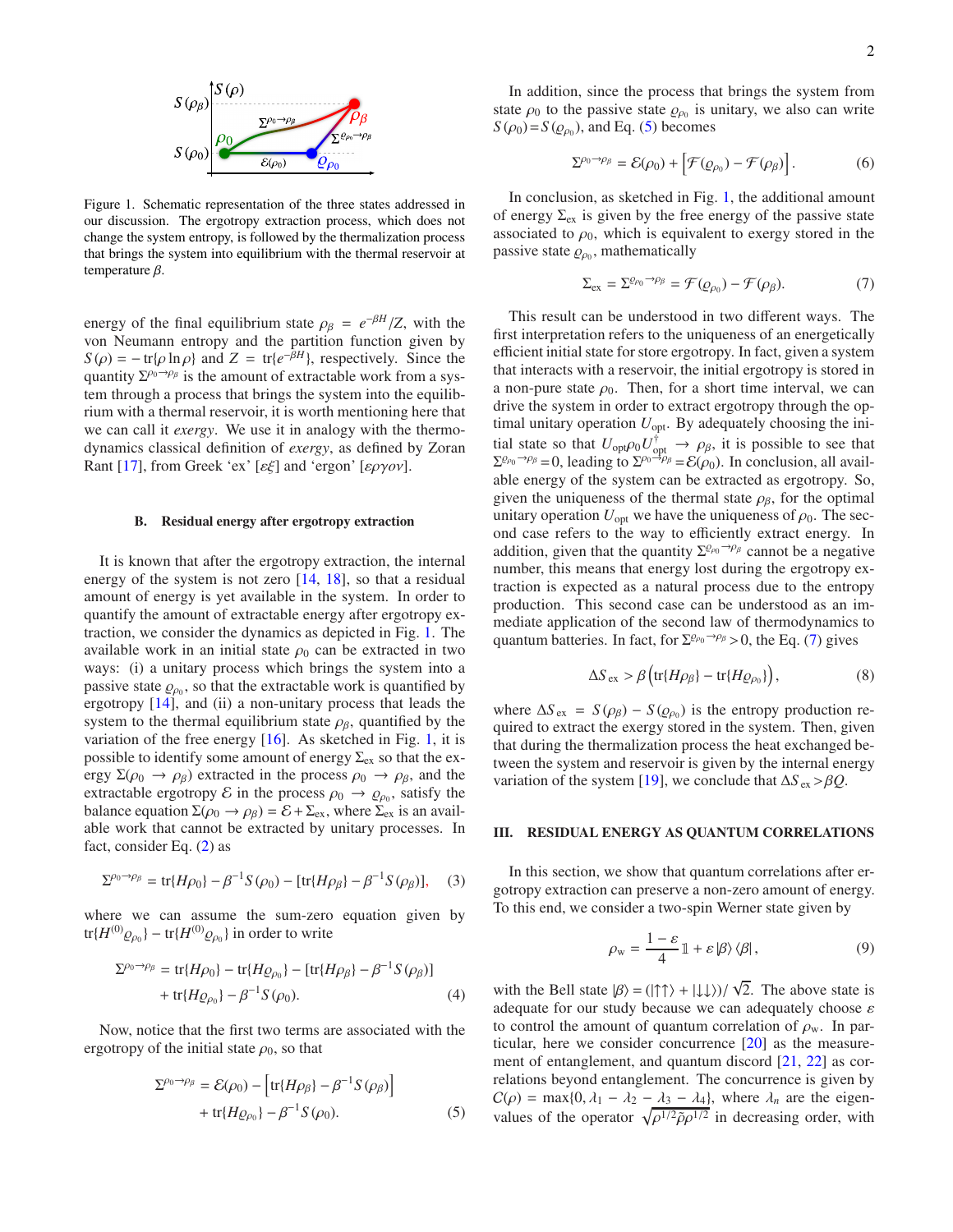Figure 1. Schematic representation of the three states addressed in our discussion. The ergotropy extraction process, which does not change the system entropy, is followed by the thermalization process that brings the system into equilibrium with the thermal reservoir at temperature $\beta$.

energy of the final equilibrium state $\rho_\beta = e^{-\beta H}/Z$, with the von Neumann entropy and the partition function given by $S(\rho) = -\mathrm{tr}\{\rho \ln \rho\}$ and $Z = \mathrm{tr}\{e^{-\beta H}\}$, respectively. Since the quantity $\Sigma^{\rho_0 \to \rho_\beta}$ is the amount of extractable work from a system through a process that brings the system into the equilibrium with a thermal reservoir, it is worth mentioning here that we can call it *exergy*. We use it in analogy with the thermodynamics classical definition of *exergy*, as defined by Zoran Rant [17], from Greek 'ex' [$\varepsilon\xi$] and 'ergon' [$\varepsilon\rho\gamma o\nu$].

### B. Residual energy after ergotropy extraction

It is known that after the ergotropy extraction, the internal energy of the system is not zero [14, 18], so that a residual amount of energy is yet available in the system. In order to quantify the amount of extractable energy after ergotropy extraction, we consider the dynamics as depicted in Fig. 1. The available work in an initial state $\rho_0$ can be extracted in two ways: (i) a unitary process which brings the system into a passive state $\varrho_{\rho_0}$, so that the extractable work is quantified by ergotropy [14], and (ii) a non-unitary process that leads the system to the thermal equilibrium state $\rho_\beta$, quantified by the variation of the free energy [16]. As sketched in Fig. 1, it is possible to identify some amount of energy $\Sigma_{\mathrm{ex}}$ so that the exergy $\Sigma(\rho_0 \to \rho_\beta)$ extracted in the process $\rho_0 \to \rho_\beta$, and the extractable ergotropy $\mathcal{E}$ in the process $\rho_0 \to \varrho_{\rho_0}$, satisfy the balance equation $\Sigma(\rho_0 \to \rho_\beta) = \mathcal{E} + \Sigma_{\mathrm{ex}}$, where $\Sigma_{\mathrm{ex}}$ is an available work that cannot be extracted by unitary processes. In fact, consider Eq. (2) as

$$\Sigma^{\rho_0 \to \rho_\beta} = \mathrm{tr}\{H\rho_0\} - \beta^{-1} S(\rho_0) - [\mathrm{tr}\{H\rho_\beta\} - \beta^{-1} S(\rho_\beta)], \quad (3)$$

where we can assume the sum-zero equation given by $\mathrm{tr}\{H^{(0)}\varrho_{\rho_0}\} - \mathrm{tr}\{H^{(0)}\varrho_{\rho_0}\}$ in order to write

$$\Sigma^{\rho_0 \to \rho_\beta} = \mathrm{tr}\{H\rho_0\} - \mathrm{tr}\{H\varrho_{\rho_0}\} - [\mathrm{tr}\{H\rho_\beta\} - \beta^{-1} S(\rho_\beta)] + \mathrm{tr}\{H\varrho_{\rho_0}\} - \beta^{-1} S(\rho_0). \quad (4)$$

Now, notice that the first two terms are associated with the ergotropy of the initial state $\rho_0$, so that

$$\Sigma^{\rho_0 \to \rho_\beta} = \mathcal{E}(\rho_0) - \left[\mathrm{tr}\{H\rho_\beta\} - \beta^{-1} S(\rho_\beta)\right] + \mathrm{tr}\{H\varrho_{\rho_0}\} - \beta^{-1} S(\rho_0). \quad (5)$$

In addition, since the process that brings the system from state $\rho_0$ to the passive state $\varrho_{\rho_0}$ is unitary, we also can write $S(\rho_0) = S(\varrho_{\rho_0})$, and Eq. (5) becomes

$$\Sigma^{\rho_0 \to \rho_\beta} = \mathcal{E}(\rho_0) + \left[\mathcal{F}(\varrho_{\rho_0}) - \mathcal{F}(\rho_\beta)\right]. \quad (6)$$

In conclusion, as sketched in Fig. 1, the additional amount of energy $\Sigma_{\mathrm{ex}}$ is given by the free energy of the passive state associated to $\rho_0$, which is equivalent to exergy stored in the passive state $\varrho_{\rho_0}$, mathematically

$$\Sigma_{\mathrm{ex}} = \Sigma^{\varrho_{\rho_0} \to \rho_\beta} = \mathcal{F}(\varrho_{\rho_0}) - \mathcal{F}(\rho_\beta). \quad (7)$$

This result can be understood in two different ways. The first interpretation refers to the uniqueness of an energetically efficient initial state for store ergotropy. In fact, given a system that interacts with a reservoir, the initial ergotropy is stored in a non-pure state $\rho_0$. Then, for a short time interval, we can drive the system in order to extract ergotropy through the optimal unitary operation $U_{\mathrm{opt}}$. By adequately choosing the initial state so that $U_{\mathrm{opt}}\rho_0 U_{\mathrm{opt}}^\dagger \to \rho_\beta$, it is possible to see that $\Sigma^{\varrho_{\rho_0} \to \rho_\beta} = 0$, leading to $\Sigma^{\rho_0 \to \rho_\beta} = \mathcal{E}(\rho_0)$. In conclusion, all available energy of the system can be extracted as ergotropy. So, given the uniqueness of the thermal state $\rho_\beta$, for the optimal unitary operation $U_{\mathrm{opt}}$ we have the uniqueness of $\rho_0$. The second case refers to the way to efficiently extract energy. In addition, given that the quantity $\Sigma^{\varrho_{\rho_0} \to \rho_\beta}$ cannot be a negative number, this means that energy lost during the ergotropy extraction is expected as a natural process due to the entropy production. This second case can be understood as an immediate application of the second law of thermodynamics to quantum batteries. In fact, for $\Sigma^{\varrho_{\rho_0} \to \rho_\beta} > 0$, the Eq. (7) gives

$$\Delta S_{\mathrm{ex}} > \beta\left(\mathrm{tr}\{H\rho_\beta\} - \mathrm{tr}\{H\varrho_{\rho_0}\}\right), \quad (8)$$

where $\Delta S_{\mathrm{ex}} = S(\rho_\beta) - S(\varrho_{\rho_0})$ is the entropy production required to extract the exergy stored in the system. Then, given that during the thermalization process the heat exchanged between the system and reservoir is given by the internal energy variation of the system [19], we conclude that $\Delta S_{\mathrm{ex}} > \beta Q$.

## III. RESIDUAL ENERGY AS QUANTUM CORRELATIONS

In this section, we show that quantum correlations after ergotropy extraction can preserve a non-zero amount of energy. To this end, we consider a two-spin Werner state given by

$$\rho_{\mathrm{w}} = \frac{1-\varepsilon}{4}\mathbb{1} + \varepsilon\,|\beta\rangle\langle\beta|, \quad (9)$$

with the Bell state $|\beta\rangle = (|\uparrow\uparrow\rangle + |\downarrow\downarrow\rangle)/\sqrt{2}$. The above state is adequate for our study because we can adequately choose $\varepsilon$ to control the amount of quantum correlation of $\rho_{\mathrm{w}}$. In particular, here we consider concurrence [20] as the measurement of entanglement, and quantum discord [21, 22] as correlations beyond entanglement. The concurrence is given by $C(\rho) = \max\{0, \lambda_1 - \lambda_2 - \lambda_3 - \lambda_4\}$, where $\lambda_n$ are the eigenvalues of the operator $\sqrt{\rho^{1/2}\tilde{\rho}\rho^{1/2}}$ in decreasing order, with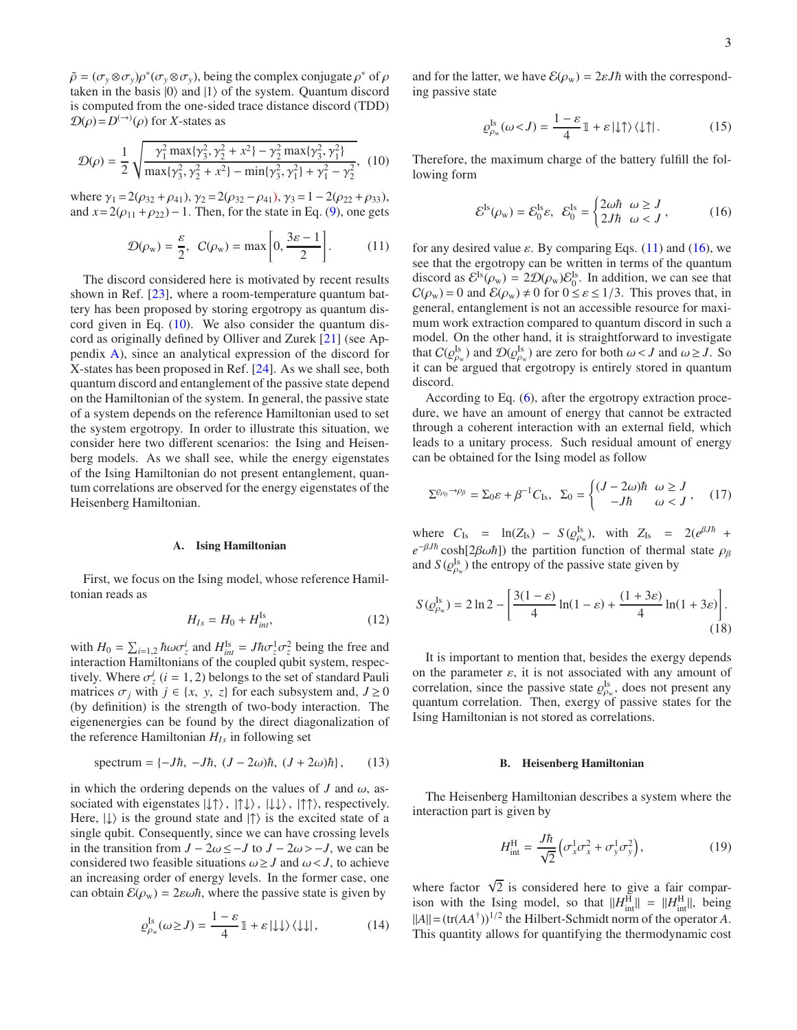$\tilde{\rho} = (\sigma_y \otimes \sigma_y)\rho^*(\sigma_y \otimes \sigma_y)$, being the complex conjugate $\rho^*$ of $\rho$ taken in the basis $|0\rangle$ and $|1\rangle$ of the system. Quantum discord is computed from the one-sided trace distance discord (TDD) $\mathcal{D}(\rho) = D^{(\rightarrow)}(\rho)$ for $X$-states as

$$\mathcal{D}(\rho) = \frac{1}{2}\sqrt{\frac{\gamma_1^2 \max\{\gamma_3^2, \gamma_2^2 + x^2\} - \gamma_2^2 \max\{\gamma_3^2, \gamma_1^2\}}{\max\{\gamma_3^2, \gamma_2^2 + x^2\} - \min\{\gamma_3^2, \gamma_1^2\} + \gamma_1^2 - \gamma_2^2}}, \quad (10)$$

where $\gamma_1 = 2(\rho_{32} + \rho_{41})$, $\gamma_2 = 2(\rho_{32} - \rho_{41})$, $\gamma_3 = 1 - 2(\rho_{22} + \rho_{33})$, and $x = 2(\rho_{11} + \rho_{22}) - 1$. Then, for the state in Eq. (9), one gets

$$\mathcal{D}(\rho_{\rm w}) = \frac{\varepsilon}{2}, \quad C(\rho_{\rm w}) = \max\left[0, \frac{3\varepsilon - 1}{2}\right]. \quad (11)$$

The discord considered here is motivated by recent results shown in Ref. [23], where a room-temperature quantum battery has been proposed by storing ergotropy as quantum discord given in Eq. (10). We also consider the quantum discord as originally defined by Olliver and Zurek [21] (see Appendix A), since an analytical expression of the discord for X-states has been proposed in Ref. [24]. As we shall see, both quantum discord and entanglement of the passive state depend on the Hamiltonian of the system. In general, the passive state of a system depends on the reference Hamiltonian used to set the system ergotropy. In order to illustrate this situation, we consider here two different scenarios: the Ising and Heisenberg models. As we shall see, while the energy eigenstates of the Ising Hamiltonian do not present entanglement, quantum correlations are observed for the energy eigenstates of the Heisenberg Hamiltonian.

### A. Ising Hamiltonian

First, we focus on the Ising model, whose reference Hamiltonian reads as

$$H_{Is} = H_0 + H_{int}^{\rm Is}, \quad (12)$$

with $H_0 = \sum_{i=1,2} \hbar\omega\sigma_z^i$ and $H_{int}^{\rm Is} = J\hbar\sigma_z^1\sigma_z^2$ being the free and interaction Hamiltonians of the coupled qubit system, respectively. Where $\sigma_z^i$ $(i = 1, 2)$ belongs to the set of standard Pauli matrices $\sigma_j$ with $j \in \{x, y, z\}$ for each subsystem and, $J \geq 0$ (by definition) is the strength of two-body interaction. The eigenenergies can be found by the direct diagonalization of the reference Hamiltonian $H_{Is}$ in following set

$$\text{spectrum} = \{-J\hbar, -J\hbar, (J - 2\omega)\hbar, (J + 2\omega)\hbar\}, \quad (13)$$

in which the ordering depends on the values of $J$ and $\omega$, associated with eigenstates $|\downarrow\uparrow\rangle$, $|\uparrow\downarrow\rangle$, $|\downarrow\downarrow\rangle$, $|\uparrow\uparrow\rangle$, respectively. Here, $|\downarrow\rangle$ is the ground state and $|\uparrow\rangle$ is the excited state of a single qubit. Consequently, since we can have crossing levels in the transition from $J - 2\omega \leq -J$ to $J - 2\omega > -J$, we can be considered two feasible situations $\omega \geq J$ and $\omega < J$, to achieve an increasing order of energy levels. In the former case, one can obtain $\mathcal{E}(\rho_{\rm w}) = 2\varepsilon\omega\hbar$, where the passive state is given by

$$\varrho_{\rho_{\rm w}}^{\rm Is}(\omega \geq J) = \frac{1 - \varepsilon}{4}\mathbb{1} + \varepsilon|\downarrow\downarrow\rangle\langle\downarrow\downarrow|, \quad (14)$$

and for the latter, we have $\mathcal{E}(\rho_{\rm w}) = 2\varepsilon J\hbar$ with the corresponding passive state

$$\varrho_{\rho_{\rm w}}^{\rm Is}(\omega < J) = \frac{1 - \varepsilon}{4}\mathbb{1} + \varepsilon|\downarrow\uparrow\rangle\langle\downarrow\uparrow|. \quad (15)$$

Therefore, the maximum charge of the battery fulfill the following form

$$\mathcal{E}^{\rm Is}(\rho_{\rm w}) = \mathcal{E}_0^{\rm Is}\varepsilon, \quad \mathcal{E}_0^{\rm Is} = \begin{cases} 2\omega\hbar & \omega \geq J \\ 2J\hbar & \omega < J \end{cases}, \quad (16)$$

for any desired value $\varepsilon$. By comparing Eqs. (11) and (16), we see that the ergotropy can be written in terms of the quantum discord as $\mathcal{E}^{\rm Is}(\rho_{\rm w}) = 2\mathcal{D}(\rho_{\rm w})\mathcal{E}_0^{\rm Is}$. In addition, we can see that $C(\rho_{\rm w}) = 0$ and $\mathcal{E}(\rho_{\rm w}) \neq 0$ for $0 \leq \varepsilon \leq 1/3$. This proves that, in general, entanglement is not an accessible resource for maximum work extraction compared to quantum discord in such a model. On the other hand, it is straightforward to investigate that $C(\varrho_{\rho_{\rm w}}^{\rm Is})$ and $\mathcal{D}(\varrho_{\rho_{\rm w}}^{\rm Is})$ are zero for both $\omega < J$ and $\omega \geq J$. So it can be argued that ergotropy is entirely stored in quantum discord.

According to Eq. (6), after the ergotropy extraction procedure, we have an amount of energy that cannot be extracted through a coherent interaction with an external field, which leads to a unitary process. Such residual amount of energy can be obtained for the Ising model as follow

$$\Sigma^{\varrho_{\rho_0} \to \rho_\beta} = \Sigma_0\varepsilon + \beta^{-1}C_{\rm Is}, \quad \Sigma_0 = \begin{cases} (J - 2\omega)\hbar & \omega \geq J \\ -J\hbar & \omega < J \end{cases}, \quad (17)$$

where $C_{\rm Is} = \ln(Z_{\rm Is}) - S(\varrho_{\rho_{\rm w}}^{\rm Is})$, with $Z_{\rm Is} = 2(e^{\beta J\hbar} + e^{-\beta J\hbar}\cosh[2\beta\omega\hbar])$ the partition function of thermal state $\rho_\beta$ and $S(\varrho_{\rho_{\rm w}}^{\rm Is})$ the entropy of the passive state given by

$$S(\varrho_{\rho_{\rm w}}^{\rm Is}) = 2\ln 2 - \left[\frac{3(1-\varepsilon)}{4}\ln(1-\varepsilon) + \frac{(1+3\varepsilon)}{4}\ln(1+3\varepsilon)\right]. \quad (18)$$

It is important to mention that, besides the exergy depends on the parameter $\varepsilon$, it is not associated with any amount of correlation, since the passive state $\varrho_{\rho_{\rm w}}^{\rm Is}$ does not present any quantum correlation. Then, exergy of passive states for the Ising Hamiltonian is not stored as correlations.

### B. Heisenberg Hamiltonian

The Heisenberg Hamiltonian describes a system where the interaction part is given by

$$H_{\rm int}^{\rm H} = \frac{J\hbar}{\sqrt{2}}\left(\sigma_x^1\sigma_x^2 + \sigma_y^1\sigma_y^2\right), \quad (19)$$

where factor $\sqrt{2}$ is considered here to give a fair comparison with the Ising model, so that $\|H_{\rm int}^{\rm H}\| = \|H_{\rm int}^{\rm H}\|$, being $\|A\| = ({\rm tr}(AA^\dagger))^{1/2}$ the Hilbert-Schmidt norm of the operator $A$. This quantity allows for quantifying the thermodynamic cost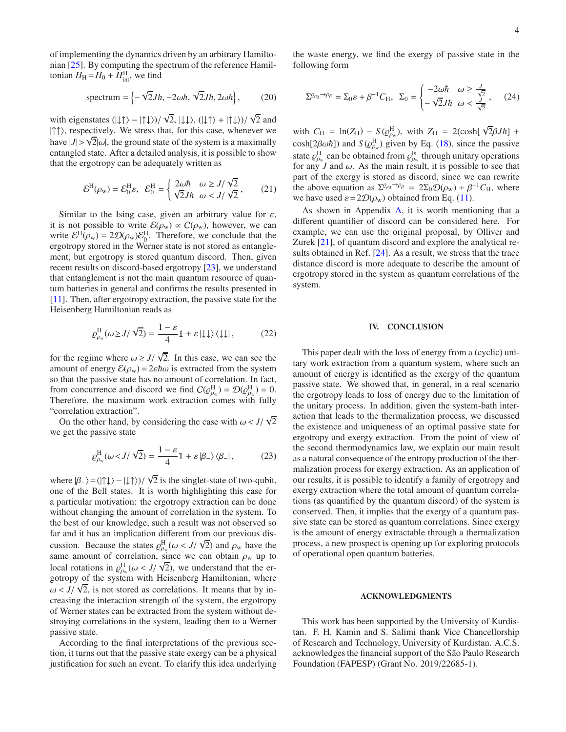of implementing the dynamics driven by an arbitrary Hamiltonian [25]. By computing the spectrum of the reference Hamiltonian $H_{\rm H} = H_0 + H^{\rm H}_{\rm int}$, we find

$$
\text{spectrum} = \left\{ -\sqrt{2}J\hbar, -2\omega\hbar, \sqrt{2}J\hbar, 2\omega\hbar \right\}, \tag{20}
$$

with eigenstates $(|\downarrow\uparrow\rangle - |\uparrow\downarrow\rangle)/\sqrt{2}$, $|\downarrow\downarrow\rangle$, $(|\downarrow\uparrow\rangle + |\uparrow\downarrow\rangle)/\sqrt{2}$ and $|\uparrow\uparrow\rangle$, respectively. We stress that, for this case, whenever we have $|J| > \sqrt{2}|\omega|$, the ground state of the system is a maximally entangled state. After a detailed analysis, it is possible to show that the ergotropy can be adequately written as

$$
\mathcal{E}^{\rm H}(\rho_{\rm w}) = \mathcal{E}^{\rm H}_0 \varepsilon, \quad \mathcal{E}^{\rm H}_0 = \begin{cases} 2\omega\hbar & \omega \geq J/\sqrt{2} \\ \sqrt{2}J\hbar & \omega < J/\sqrt{2} \end{cases}, \tag{21}
$$

Similar to the Ising case, given an arbitrary value for $\varepsilon$, it is not possible to write $\mathcal{E}(\rho_{\rm w}) \propto \mathcal{C}(\rho_{\rm w})$, however, we can write $\mathcal{E}^{\rm H}(\rho_{\rm w}) = 2\mathcal{D}(\rho_{\rm w})\mathcal{E}^{\rm H}_0$. Therefore, we conclude that the ergotropy stored in the Werner state is not stored as entanglement, but ergotropy is stored quantum discord. Then, given recent results on discord-based ergotropy [23], we understand that entanglement is not the main quantum resource of quantum batteries in general and confirms the results presented in [11]. Then, after ergotropy extraction, the passive state for the Heisenberg Hamiltonian reads as

$$
\varrho^{\rm H}_{\rho_{\rm w}}(\omega \geq J/\sqrt{2}) = \frac{1-\varepsilon}{4}\mathbb{1} + \varepsilon|\downarrow\downarrow\rangle\langle\downarrow\downarrow|, \tag{22}
$$

for the regime where $\omega \geq J/\sqrt{2}$. In this case, we can see the amount of energy $\mathcal{E}(\rho_{\rm w}) = 2\varepsilon\hbar\omega$ is extracted from the system so that the passive state has no amount of correlation. In fact, from concurrence and discord we find $\mathcal{C}(\varrho^{\rm H}_{\rho_{\rm w}}) = \mathcal{D}(\varrho^{\rm H}_{\rho_{\rm w}}) = 0$. Therefore, the maximum work extraction comes with fully "correlation extraction".

On the other hand, by considering the case with $\omega < J/\sqrt{2}$ we get the passive state

$$
\varrho^{\rm H}_{\rho_{\rm w}}(\omega < J/\sqrt{2}) = \frac{1-\varepsilon}{4}\mathbb{1} + \varepsilon|\beta_{-}\rangle\langle\beta_{-}|, \tag{23}
$$

where $|\beta_{-}\rangle = (|\uparrow\downarrow\rangle - |\downarrow\uparrow\rangle)/\sqrt{2}$ is the singlet-state of two-qubit, one of the Bell states. It is worth highlighting this case for a particular motivation: the ergotropy extraction can be done without changing the amount of correlation in the system. To the best of our knowledge, such a result was not observed so far and it has an implication different from our previous discussion. Because the states $\varrho^{\rm H}_{\rho_{\rm w}}(\omega < J/\sqrt{2})$ and $\rho_{\rm w}$ have the same amount of correlation, since we can obtain $\rho_{\rm w}$ up to local rotations in $\varrho^{\rm H}_{\rho_{\rm w}}(\omega < J/\sqrt{2})$, we understand that the ergotropy of the system with Heisenberg Hamiltonian, where $\omega < J/\sqrt{2}$, is not stored as correlations. It means that by increasing the interaction strength of the system, the ergotropy of Werner states can be extracted from the system without destroying correlations in the system, leading then to a Werner passive state.

According to the final interpretations of the previous section, it turns out that the passive state exergy can be a physical justification for such an event. To clarify this idea underlying the waste energy, we find the exergy of passive state in the following form

$$
\Sigma^{\varrho_{\rho_0} \to \rho_\beta} = \Sigma_0 \varepsilon + \beta^{-1} C_{\rm H}, \quad \Sigma_0 = \begin{cases} -2\omega\hbar & \omega \geq \frac{J}{\sqrt{2}} \\ -\sqrt{2}J\hbar & \omega < \frac{J}{\sqrt{2}} \end{cases}, \tag{24}
$$

with $C_{\rm H} = \ln(Z_{\rm H}) - S(\varrho^{\rm H}_{\rho_{\rm w}})$, with $Z_{\rm H} = 2(\cosh[\sqrt{2}\beta J\hbar] + \cosh[2\beta\omega\hbar])$ and $S(\varrho^{\rm H}_{\rho_{\rm w}})$ given by Eq. (18), since the passive state $\varrho^{\rm H}_{\rho_{\rm w}}$ can be obtained from $\varrho^{\rm Is}_{\rho_{\rm w}}$ through unitary operations for any $J$ and $\omega$. As the main result, it is possible to see that part of the exergy is stored as discord, since we can rewrite the above equation as $\Sigma^{\varrho_{\rho_0} \to \rho_\beta} = 2\Sigma_0\mathcal{D}(\rho_{\rm w}) + \beta^{-1}C_{\rm H}$, where we have used $\varepsilon = 2\mathcal{D}(\rho_{\rm w})$ obtained from Eq. (11).

As shown in Appendix A, it is worth mentioning that a different quantifier of discord can be considered here. For example, we can use the original proposal, by Olliver and Zurek [21], of quantum discord and explore the analytical results obtained in Ref. [24]. As a result, we stress that the trace distance discord is more adequate to describe the amount of ergotropy stored in the system as quantum correlations of the system.

## IV. CONCLUSION

This paper dealt with the loss of energy from a (cyclic) unitary work extraction from a quantum system, where such an amount of energy is identified as the exergy of the quantum passive state. We showed that, in general, in a real scenario the ergotropy leads to loss of energy due to the limitation of the unitary process. In addition, given the system-bath interaction that leads to the thermalization process, we discussed the existence and uniqueness of an optimal passive state for ergotropy and exergy extraction. From the point of view of the second thermodynamics law, we explain our main result as a natural consequence of the entropy production of the thermalization process for exergy extraction. As an application of our results, it is possible to identify a family of ergotropy and exergy extraction where the total amount of quantum correlations (as quantified by the quantum discord) of the system is conserved. Then, it implies that the exergy of a quantum passive state can be stored as quantum correlations. Since exergy is the amount of energy extractable through a thermalization process, a new prospect is opening up for exploring protocols of operational open quantum batteries.

## ACKNOWLEDGMENTS

This work has been supported by the University of Kurdistan. F. H. Kamin and S. Salimi thank Vice Chancellorship of Research and Technology, University of Kurdistan. A.C.S. acknowledges the financial support of the São Paulo Research Foundation (FAPESP) (Grant No. 2019/22685-1).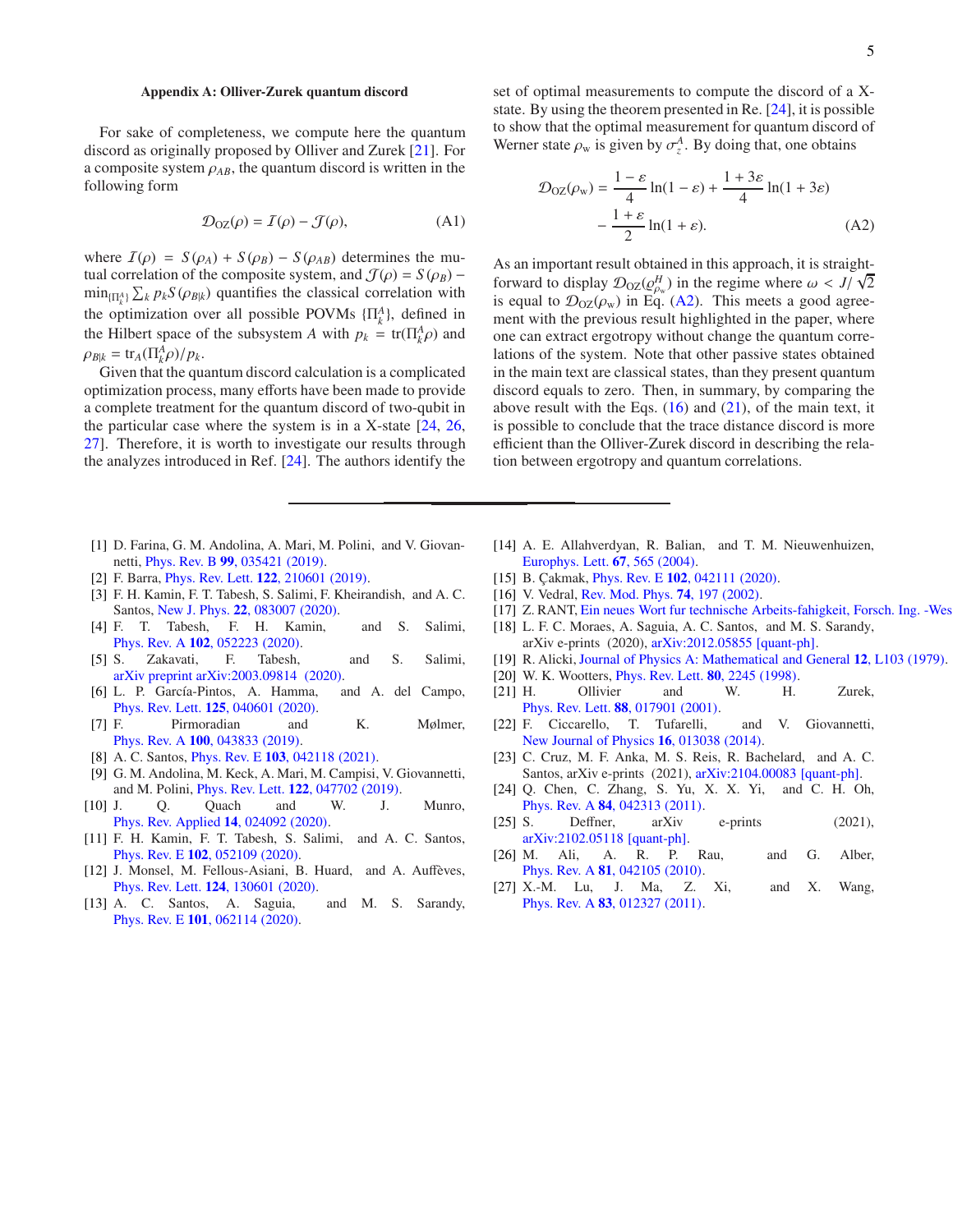### Appendix A: Olliver-Zurek quantum discord

For sake of completeness, we compute here the quantum discord as originally proposed by Olliver and Zurek [21]. For a composite system $\rho_{AB}$, the quantum discord is written in the following form

$$\mathcal{D}_{\rm OZ}(\rho) = \mathcal{I}(\rho) - \mathcal{J}(\rho), \tag{A1}$$

where $\mathcal{I}(\rho) = S(\rho_A) + S(\rho_B) - S(\rho_{AB})$ determines the mutual correlation of the composite system, and $\mathcal{J}(\rho) = S(\rho_B) - \min_{\{\Pi_k^A\}} \sum_k p_k S(\rho_{B|k})$ quantifies the classical correlation with the optimization over all possible POVMs $\{\Pi_k^A\}$, defined in the Hilbert space of the subsystem $A$ with $p_k = \mathrm{tr}(\Pi_k^A \rho)$ and $\rho_{B|k} = \mathrm{tr}_A(\Pi_k^A \rho)/p_k$.

Given that the quantum discord calculation is a complicated optimization process, many efforts have been made to provide a complete treatment for the quantum discord of two-qubit in the particular case where the system is in a X-state [24, 26, 27]. Therefore, it is worth to investigate our results through the analyzes introduced in Ref. [24]. The authors identify the set of optimal measurements to compute the discord of a X-state. By using the theorem presented in Re. [24], it is possible to show that the optimal measurement for quantum discord of Werner state $\rho_{\rm w}$ is given by $\sigma_z^A$. By doing that, one obtains

$$\mathcal{D}_{\rm OZ}(\rho_{\rm w}) = \frac{1-\varepsilon}{4}\ln(1-\varepsilon) + \frac{1+3\varepsilon}{4}\ln(1+3\varepsilon) - \frac{1+\varepsilon}{2}\ln(1+\varepsilon). \tag{A2}$$

As an important result obtained in this approach, it is straightforward to display $\mathcal{D}_{\rm OZ}(\varrho_{\rho_{\rm w}}^H)$ in the regime where $\omega < J/\sqrt{2}$ is equal to $\mathcal{D}_{\rm OZ}(\rho_{\rm w})$ in Eq. (A2). This meets a good agreement with the previous result highlighted in the paper, where one can extract ergotropy without change the quantum correlations of the system. Note that other passive states obtained in the main text are classical states, than they present quantum discord equals to zero. Then, in summary, by comparing the above result with the Eqs. (16) and (21), of the main text, it is possible to conclude that the trace distance discord is more efficient than the Olliver-Zurek discord in describing the relation between ergotropy and quantum correlations.

---

[1] D. Farina, G. M. Andolina, A. Mari, M. Polini, and V. Giovannetti, Phys. Rev. B **99**, 035421 (2019).
[2] F. Barra, Phys. Rev. Lett. **122**, 210601 (2019).
[3] F. H. Kamin, F. T. Tabesh, S. Salimi, F. Kheirandish, and A. C. Santos, New J. Phys. **22**, 083007 (2020).
[4] F. T. Tabesh, F. H. Kamin, and S. Salimi, Phys. Rev. A **102**, 052223 (2020).
[5] S. Zakavati, F. Tabesh, and S. Salimi, arXiv preprint arXiv:2003.09814 (2020).
[6] L. P. García-Pintos, A. Hamma, and A. del Campo, Phys. Rev. Lett. **125**, 040601 (2020).
[7] F. Pirmoradian and K. Mølmer, Phys. Rev. A **100**, 043833 (2019).
[8] A. C. Santos, Phys. Rev. E **103**, 042118 (2021).
[9] G. M. Andolina, M. Keck, A. Mari, M. Campisi, V. Giovannetti, and M. Polini, Phys. Rev. Lett. **122**, 047702 (2019).
[10] J. Q. Quach and W. J. Munro, Phys. Rev. Applied **14**, 024092 (2020).
[11] F. H. Kamin, F. T. Tabesh, S. Salimi, and A. C. Santos, Phys. Rev. E **102**, 052109 (2020).
[12] J. Monsel, M. Fellous-Asiani, B. Huard, and A. Auffèves, Phys. Rev. Lett. **124**, 130601 (2020).
[13] A. C. Santos, A. Saguia, and M. S. Sarandy, Phys. Rev. E **101**, 062114 (2020).
[14] A. E. Allahverdyan, R. Balian, and T. M. Nieuwenhuizen, Europhys. Lett. **67**, 565 (2004).
[15] B. Çakmak, Phys. Rev. E **102**, 042111 (2020).
[16] V. Vedral, Rev. Mod. Phys. **74**, 197 (2002).
[17] Z. RANT, Ein neues Wort fur technische Arbeits-fahigkeit, Forsch. Ing. -Wes
[18] L. F. C. Moraes, A. Saguia, A. C. Santos, and M. S. Sarandy, arXiv e-prints (2020), arXiv:2012.05855 [quant-ph].
[19] R. Alicki, Journal of Physics A: Mathematical and General **12**, L103 (1979).
[20] W. K. Wootters, Phys. Rev. Lett. **80**, 2245 (1998).
[21] H. Ollivier and W. H. Zurek, Phys. Rev. Lett. **88**, 017901 (2001).
[22] F. Ciccarello, T. Tufarelli, and V. Giovannetti, New Journal of Physics **16**, 013038 (2014).
[23] C. Cruz, M. F. Anka, M. S. Reis, R. Bachelard, and A. C. Santos, arXiv e-prints (2021), arXiv:2104.00083 [quant-ph].
[24] Q. Chen, C. Zhang, S. Yu, X. X. Yi, and C. H. Oh, Phys. Rev. A **84**, 042313 (2011).
[25] S. Deffner, arXiv e-prints (2021), arXiv:2102.05118 [quant-ph].
[26] M. Ali, A. R. P. Rau, and G. Alber, Phys. Rev. A **81**, 042105 (2010).
[27] X.-M. Lu, J. Ma, Z. Xi, and X. Wang, Phys. Rev. A **83**, 012327 (2011).